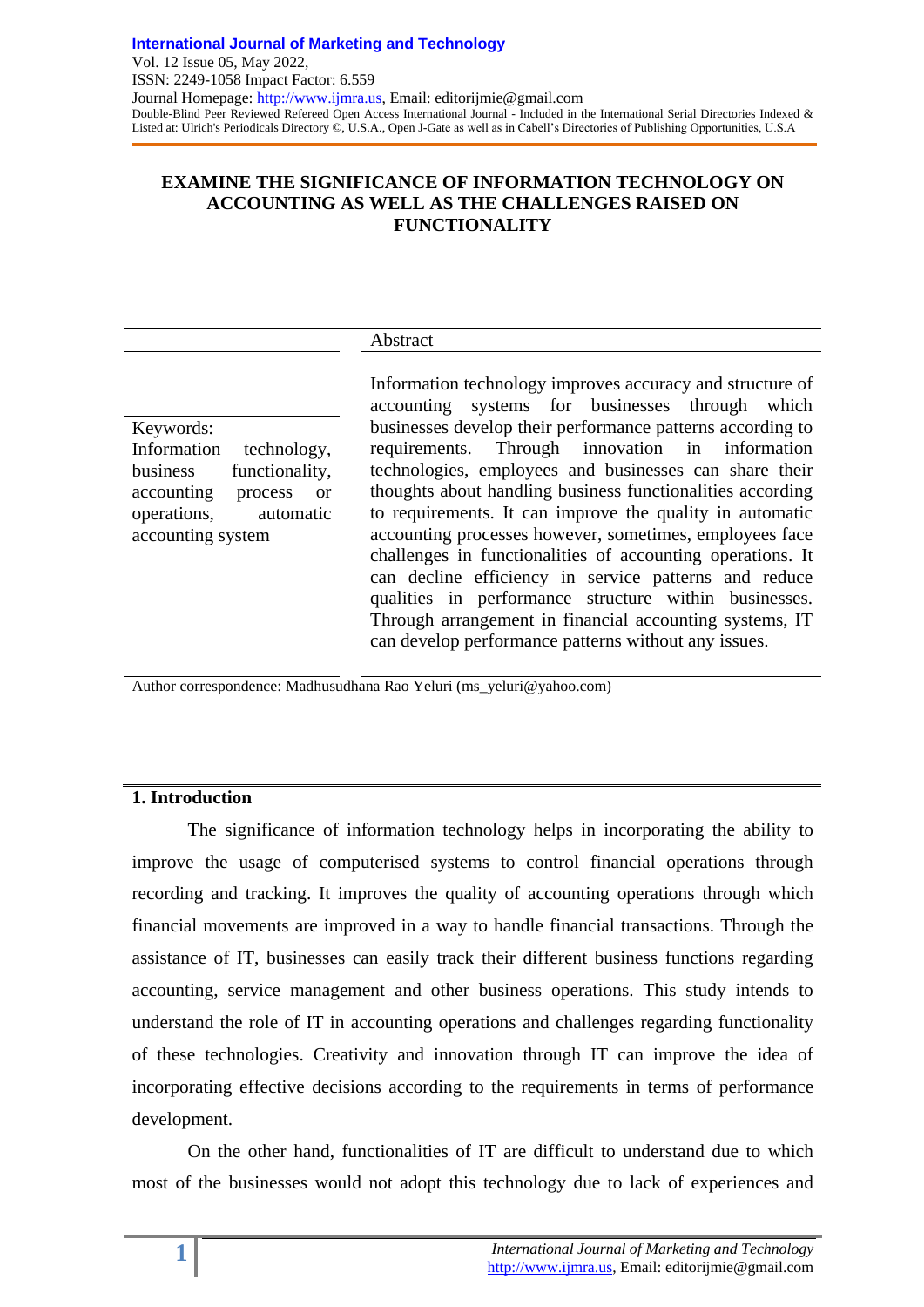# EXAMINE THE SIGNIFICANCE OF INFORMATION TECHNOLOGY ON ACCOUNTING AS WELL AS THE CHALLENGES RAISED ON FUNCTIONALITY

**Keywords:**

Information technology, business functionality, accounting process or operations, automatic accounting system

**Abstract**

Information technology improves accuracy and structure of accounting systems for businesses through which businesses develop their performance patterns according to requirements. Through innovation in information technologies, employees and businesses can share their thoughts about handling business functionalities according to requirements. It can improve the quality in automatic accounting processes however, sometimes, employees face challenges in functionalities of accounting operations. It can decline efficiency in service patterns and reduce qualities in performance structure within businesses. Through arrangement in financial accounting systems, IT can develop performance patterns without any issues.

Author correspondence: Madhusudhana Rao Yeluri (ms_yeluri@yahoo.com)

## 1. Introduction

The significance of information technology helps in incorporating the ability to improve the usage of computerised systems to control financial operations through recording and tracking. It improves the quality of accounting operations through which financial movements are improved in a way to handle financial transactions. Through the assistance of IT, businesses can easily track their different business functions regarding accounting, service management and other business operations. This study intends to understand the role of IT in accounting operations and challenges regarding functionality of these technologies. Creativity and innovation through IT can improve the idea of incorporating effective decisions according to the requirements in terms of performance development.

On the other hand, functionalities of IT are difficult to understand due to which most of the businesses would not adopt this technology due to lack of experiences and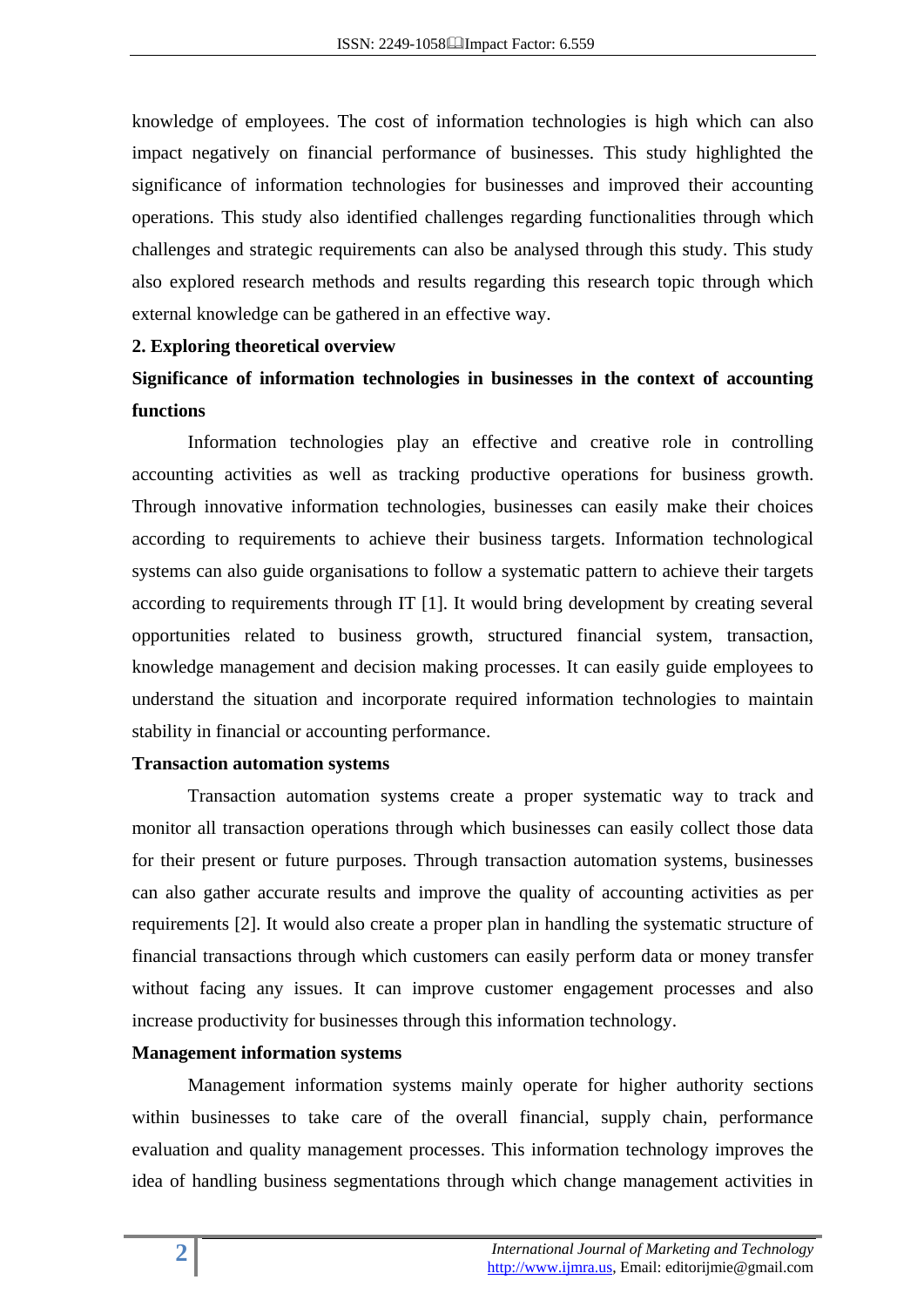knowledge of employees. The cost of information technologies is high which can also impact negatively on financial performance of businesses. This study highlighted the significance of information technologies for businesses and improved their accounting operations. This study also identified challenges regarding functionalities through which challenges and strategic requirements can also be analysed through this study. This study also explored research methods and results regarding this research topic through which external knowledge can be gathered in an effective way.

## 2. Exploring theoretical overview

### Significance of information technologies in businesses in the context of accounting functions

Information technologies play an effective and creative role in controlling accounting activities as well as tracking productive operations for business growth. Through innovative information technologies, businesses can easily make their choices according to requirements to achieve their business targets. Information technological systems can also guide organisations to follow a systematic pattern to achieve their targets according to requirements through IT [1]. It would bring development by creating several opportunities related to business growth, structured financial system, transaction, knowledge management and decision making processes. It can easily guide employees to understand the situation and incorporate required information technologies to maintain stability in financial or accounting performance.

### Transaction automation systems

Transaction automation systems create a proper systematic way to track and monitor all transaction operations through which businesses can easily collect those data for their present or future purposes. Through transaction automation systems, businesses can also gather accurate results and improve the quality of accounting activities as per requirements [2]. It would also create a proper plan in handling the systematic structure of financial transactions through which customers can easily perform data or money transfer without facing any issues. It can improve customer engagement processes and also increase productivity for businesses through this information technology.

### Management information systems

Management information systems mainly operate for higher authority sections within businesses to take care of the overall financial, supply chain, performance evaluation and quality management processes. This information technology improves the idea of handling business segmentations through which change management activities in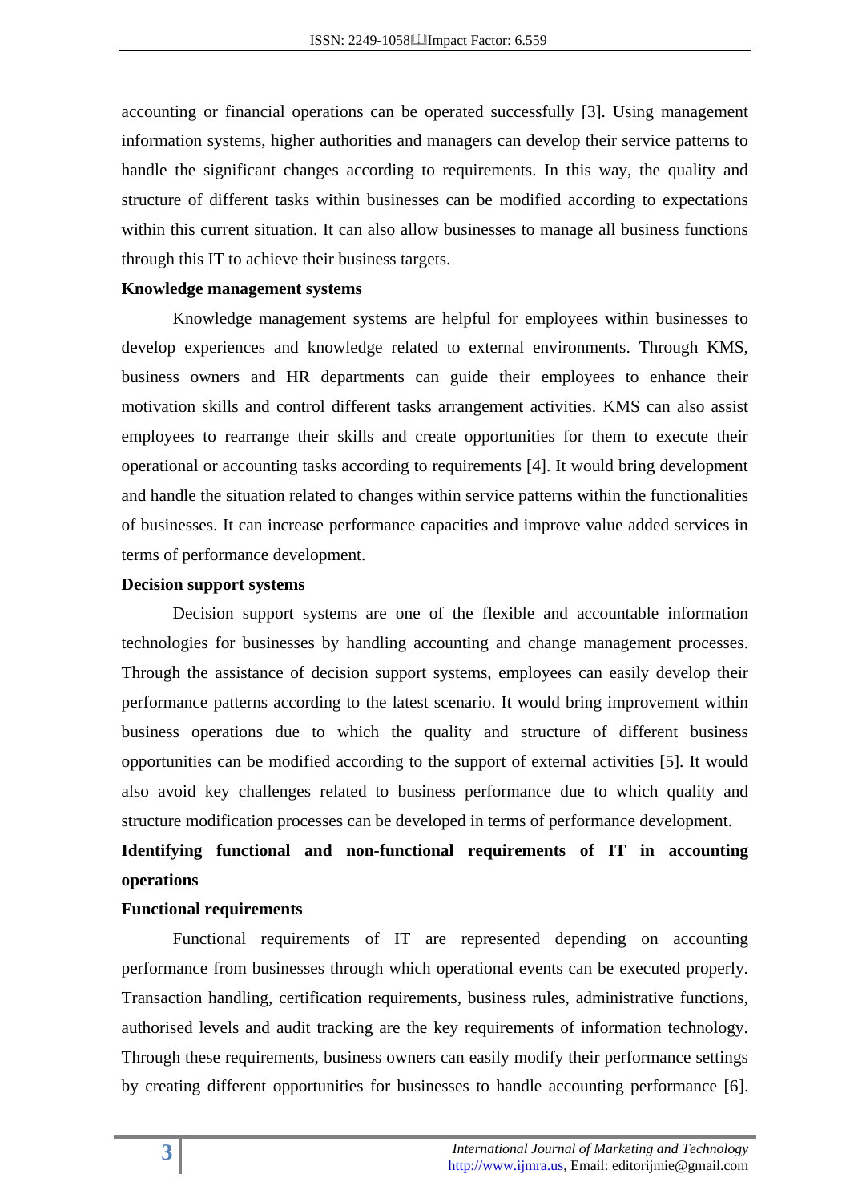accounting or financial operations can be operated successfully [3]. Using management information systems, higher authorities and managers can develop their service patterns to handle the significant changes according to requirements. In this way, the quality and structure of different tasks within businesses can be modified according to expectations within this current situation. It can also allow businesses to manage all business functions through this IT to achieve their business targets.

**Knowledge management systems**

Knowledge management systems are helpful for employees within businesses to develop experiences and knowledge related to external environments. Through KMS, business owners and HR departments can guide their employees to enhance their motivation skills and control different tasks arrangement activities. KMS can also assist employees to rearrange their skills and create opportunities for them to execute their operational or accounting tasks according to requirements [4]. It would bring development and handle the situation related to changes within service patterns within the functionalities of businesses. It can increase performance capacities and improve value added services in terms of performance development.

**Decision support systems**

Decision support systems are one of the flexible and accountable information technologies for businesses by handling accounting and change management processes. Through the assistance of decision support systems, employees can easily develop their performance patterns according to the latest scenario. It would bring improvement within business operations due to which the quality and structure of different business opportunities can be modified according to the support of external activities [5]. It would also avoid key challenges related to business performance due to which quality and structure modification processes can be developed in terms of performance development.

**Identifying functional and non-functional requirements of IT in accounting operations**

**Functional requirements**

Functional requirements of IT are represented depending on accounting performance from businesses through which operational events can be executed properly. Transaction handling, certification requirements, business rules, administrative functions, authorised levels and audit tracking are the key requirements of information technology. Through these requirements, business owners can easily modify their performance settings by creating different opportunities for businesses to handle accounting performance [6].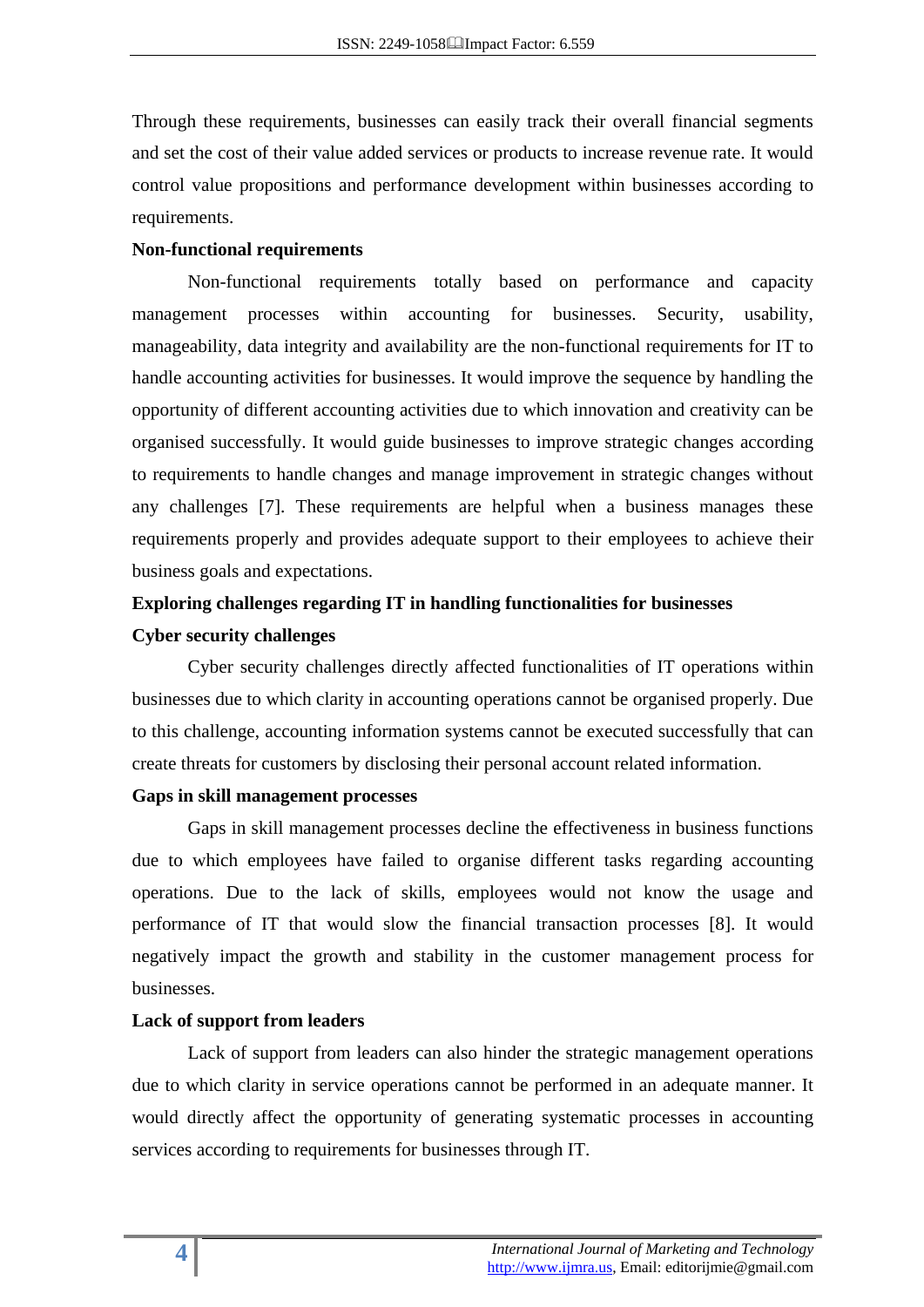Through these requirements, businesses can easily track their overall financial segments and set the cost of their value added services or products to increase revenue rate. It would control value propositions and performance development within businesses according to requirements.

**Non-functional requirements**

Non-functional requirements totally based on performance and capacity management processes within accounting for businesses. Security, usability, manageability, data integrity and availability are the non-functional requirements for IT to handle accounting activities for businesses. It would improve the sequence by handling the opportunity of different accounting activities due to which innovation and creativity can be organised successfully. It would guide businesses to improve strategic changes according to requirements to handle changes and manage improvement in strategic changes without any challenges [7]. These requirements are helpful when a business manages these requirements properly and provides adequate support to their employees to achieve their business goals and expectations.

**Exploring challenges regarding IT in handling functionalities for businesses**

**Cyber security challenges**

Cyber security challenges directly affected functionalities of IT operations within businesses due to which clarity in accounting operations cannot be organised properly. Due to this challenge, accounting information systems cannot be executed successfully that can create threats for customers by disclosing their personal account related information.

**Gaps in skill management processes**

Gaps in skill management processes decline the effectiveness in business functions due to which employees have failed to organise different tasks regarding accounting operations. Due to the lack of skills, employees would not know the usage and performance of IT that would slow the financial transaction processes [8]. It would negatively impact the growth and stability in the customer management process for businesses.

**Lack of support from leaders**

Lack of support from leaders can also hinder the strategic management operations due to which clarity in service operations cannot be performed in an adequate manner. It would directly affect the opportunity of generating systematic processes in accounting services according to requirements for businesses through IT.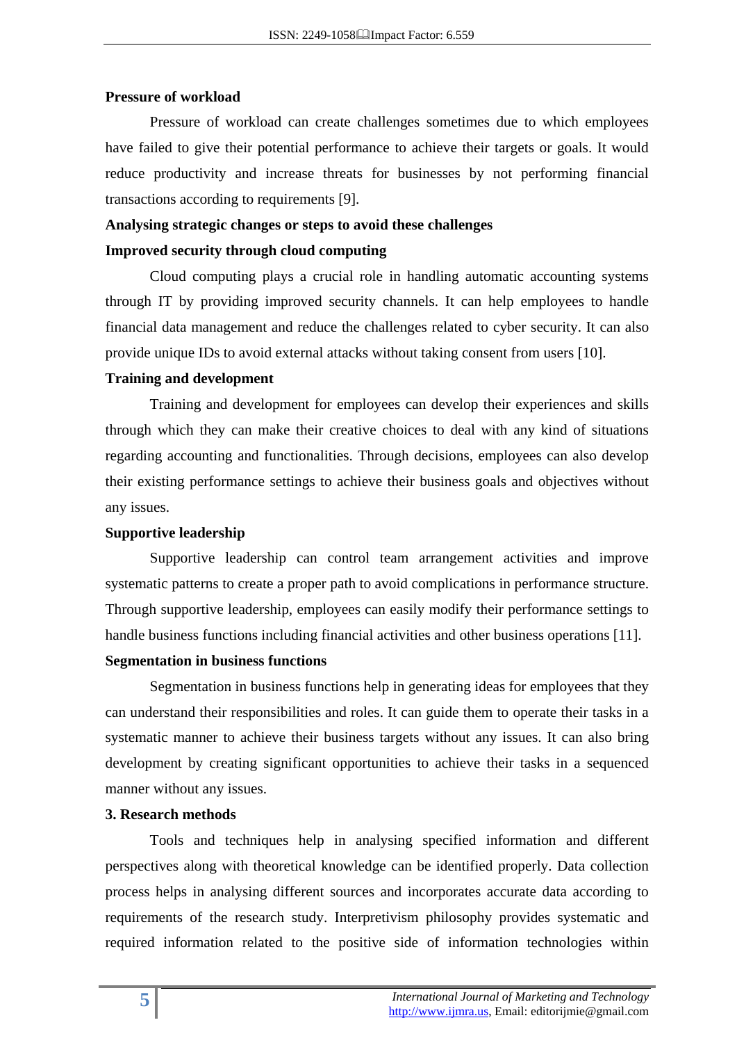**Pressure of workload**

Pressure of workload can create challenges sometimes due to which employees have failed to give their potential performance to achieve their targets or goals. It would reduce productivity and increase threats for businesses by not performing financial transactions according to requirements [9].

**Analysing strategic changes or steps to avoid these challenges**

**Improved security through cloud computing**

Cloud computing plays a crucial role in handling automatic accounting systems through IT by providing improved security channels. It can help employees to handle financial data management and reduce the challenges related to cyber security. It can also provide unique IDs to avoid external attacks without taking consent from users [10].

**Training and development**

Training and development for employees can develop their experiences and skills through which they can make their creative choices to deal with any kind of situations regarding accounting and functionalities. Through decisions, employees can also develop their existing performance settings to achieve their business goals and objectives without any issues.

**Supportive leadership**

Supportive leadership can control team arrangement activities and improve systematic patterns to create a proper path to avoid complications in performance structure. Through supportive leadership, employees can easily modify their performance settings to handle business functions including financial activities and other business operations [11].

**Segmentation in business functions**

Segmentation in business functions help in generating ideas for employees that they can understand their responsibilities and roles. It can guide them to operate their tasks in a systematic manner to achieve their business targets without any issues. It can also bring development by creating significant opportunities to achieve their tasks in a sequenced manner without any issues.

## 3. Research methods

Tools and techniques help in analysing specified information and different perspectives along with theoretical knowledge can be identified properly. Data collection process helps in analysing different sources and incorporates accurate data according to requirements of the research study. Interpretivism philosophy provides systematic and required information related to the positive side of information technologies within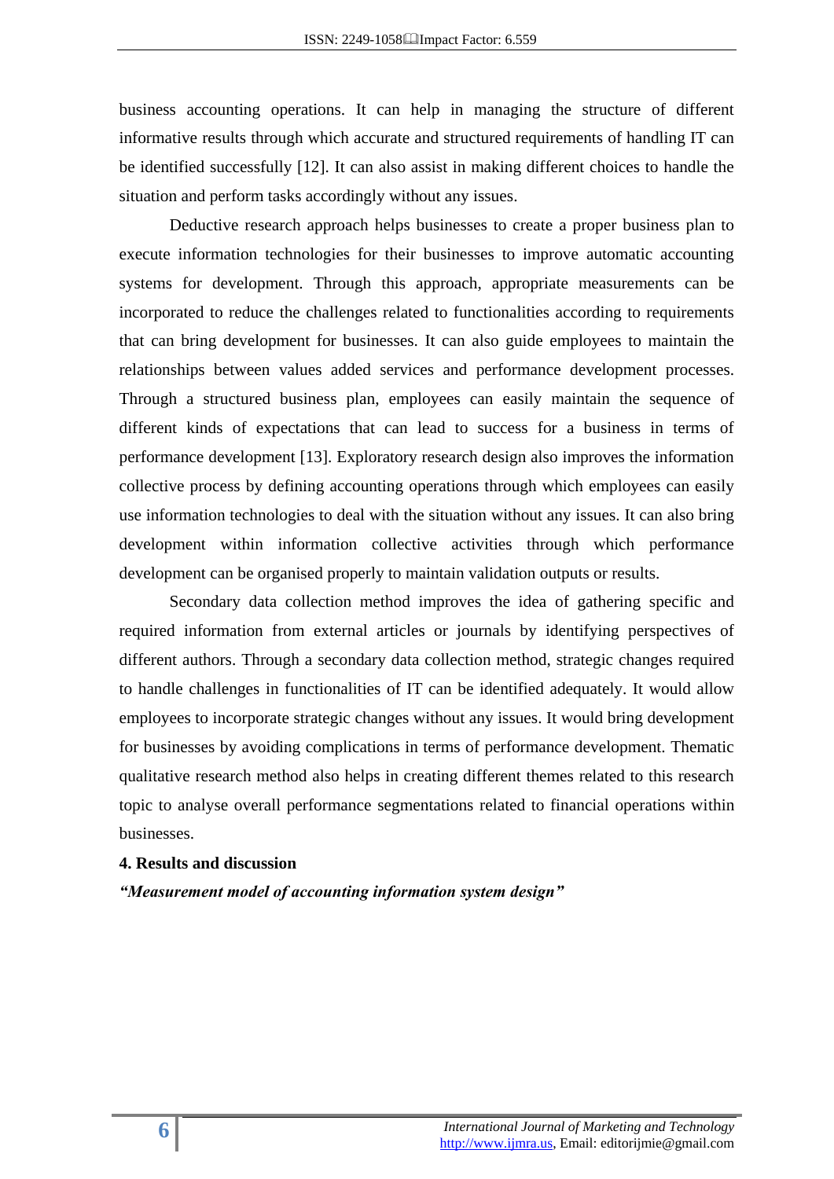business accounting operations. It can help in managing the structure of different informative results through which accurate and structured requirements of handling IT can be identified successfully [12]. It can also assist in making different choices to handle the situation and perform tasks accordingly without any issues.

Deductive research approach helps businesses to create a proper business plan to execute information technologies for their businesses to improve automatic accounting systems for development. Through this approach, appropriate measurements can be incorporated to reduce the challenges related to functionalities according to requirements that can bring development for businesses. It can also guide employees to maintain the relationships between values added services and performance development processes. Through a structured business plan, employees can easily maintain the sequence of different kinds of expectations that can lead to success for a business in terms of performance development [13]. Exploratory research design also improves the information collective process by defining accounting operations through which employees can easily use information technologies to deal with the situation without any issues. It can also bring development within information collective activities through which performance development can be organised properly to maintain validation outputs or results.

Secondary data collection method improves the idea of gathering specific and required information from external articles or journals by identifying perspectives of different authors. Through a secondary data collection method, strategic changes required to handle challenges in functionalities of IT can be identified adequately. It would allow employees to incorporate strategic changes without any issues. It would bring development for businesses by avoiding complications in terms of performance development. Thematic qualitative research method also helps in creating different themes related to this research topic to analyse overall performance segmentations related to financial operations within businesses.

## 4. Results and discussion

***"Measurement model of accounting information system design"***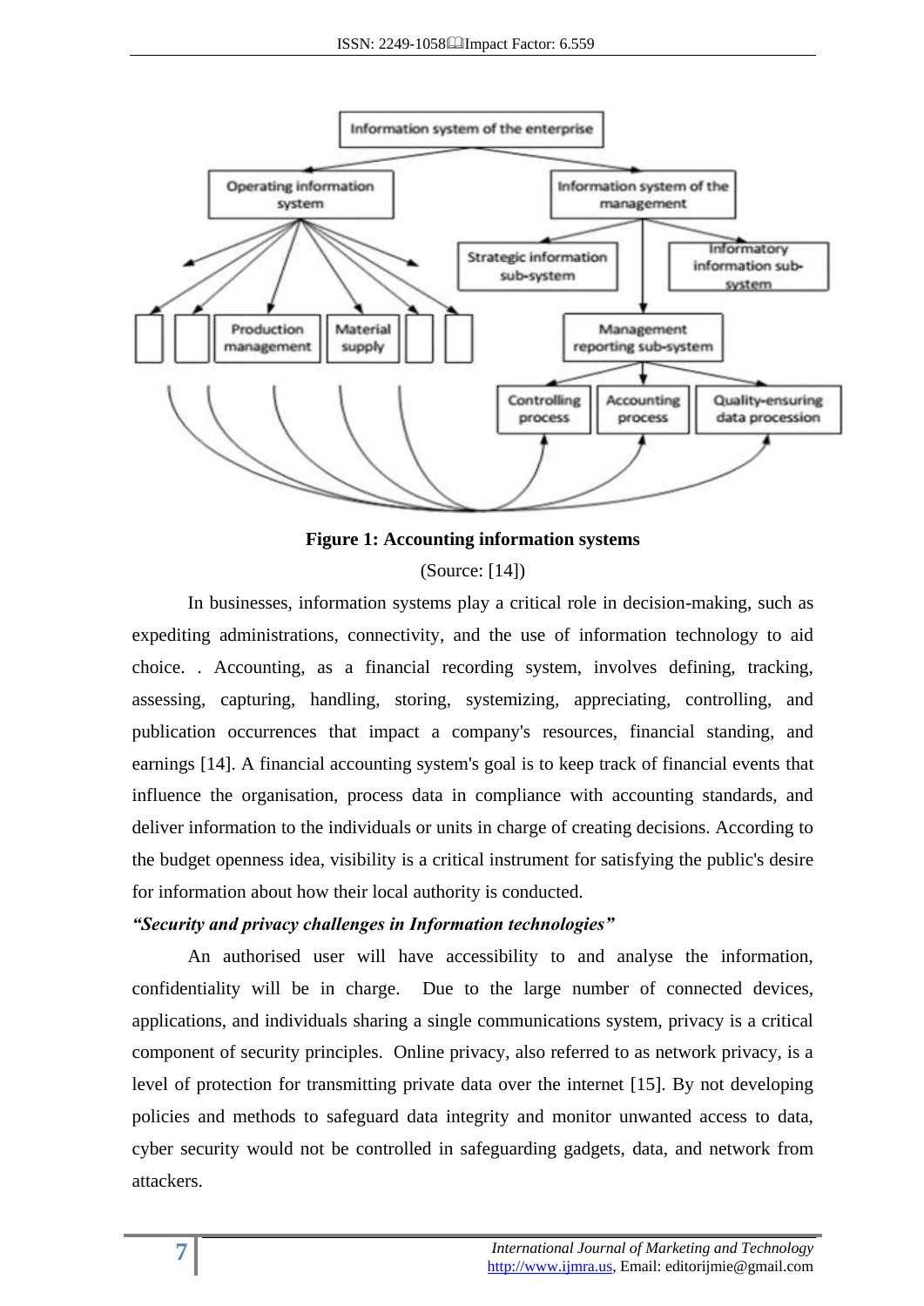**Figure 1: Accounting information systems**

(Source: [14])

In businesses, information systems play a critical role in decision-making, such as expediting administrations, connectivity, and the use of information technology to aid choice. . Accounting, as a financial recording system, involves defining, tracking, assessing, capturing, handling, storing, systemizing, appreciating, controlling, and publication occurrences that impact a company's resources, financial standing, and earnings [14]. A financial accounting system's goal is to keep track of financial events that influence the organisation, process data in compliance with accounting standards, and deliver information to the individuals or units in charge of creating decisions. According to the budget openness idea, visibility is a critical instrument for satisfying the public's desire for information about how their local authority is conducted.

***"Security and privacy challenges in Information technologies"***

An authorised user will have accessibility to and analyse the information, confidentiality will be in charge. Due to the large number of connected devices, applications, and individuals sharing a single communications system, privacy is a critical component of security principles. Online privacy, also referred to as network privacy, is a level of protection for transmitting private data over the internet [15]. By not developing policies and methods to safeguard data integrity and monitor unwanted access to data, cyber security would not be controlled in safeguarding gadgets, data, and network from attackers.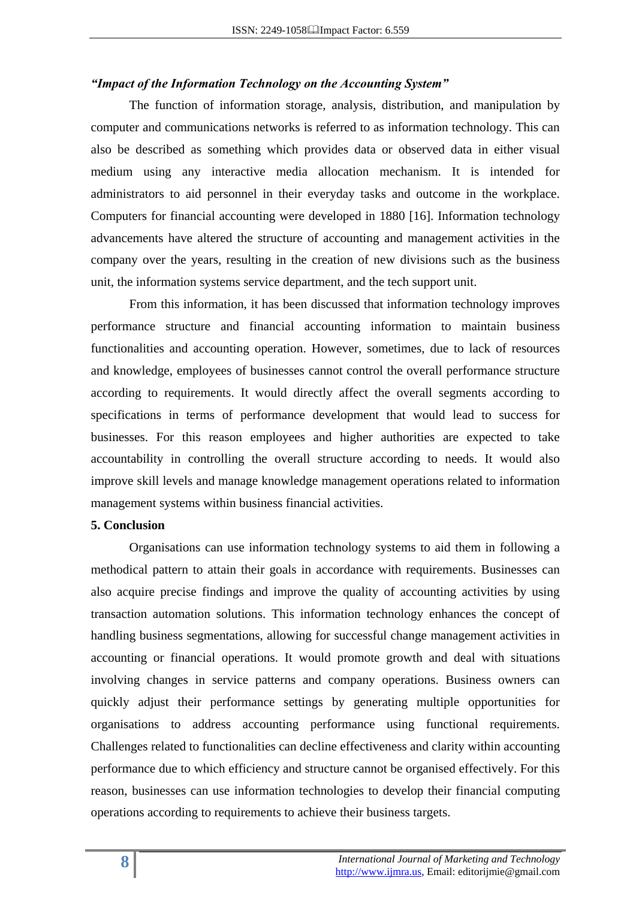*"Impact of the Information Technology on the Accounting System"*

The function of information storage, analysis, distribution, and manipulation by computer and communications networks is referred to as information technology. This can also be described as something which provides data or observed data in either visual medium using any interactive media allocation mechanism. It is intended for administrators to aid personnel in their everyday tasks and outcome in the workplace. Computers for financial accounting were developed in 1880 [16]. Information technology advancements have altered the structure of accounting and management activities in the company over the years, resulting in the creation of new divisions such as the business unit, the information systems service department, and the tech support unit.

From this information, it has been discussed that information technology improves performance structure and financial accounting information to maintain business functionalities and accounting operation. However, sometimes, due to lack of resources and knowledge, employees of businesses cannot control the overall performance structure according to requirements. It would directly affect the overall segments according to specifications in terms of performance development that would lead to success for businesses. For this reason employees and higher authorities are expected to take accountability in controlling the overall structure according to needs. It would also improve skill levels and manage knowledge management operations related to information management systems within business financial activities.

## 5. Conclusion

Organisations can use information technology systems to aid them in following a methodical pattern to attain their goals in accordance with requirements. Businesses can also acquire precise findings and improve the quality of accounting activities by using transaction automation solutions. This information technology enhances the concept of handling business segmentations, allowing for successful change management activities in accounting or financial operations. It would promote growth and deal with situations involving changes in service patterns and company operations. Business owners can quickly adjust their performance settings by generating multiple opportunities for organisations to address accounting performance using functional requirements. Challenges related to functionalities can decline effectiveness and clarity within accounting performance due to which efficiency and structure cannot be organised effectively. For this reason, businesses can use information technologies to develop their financial computing operations according to requirements to achieve their business targets.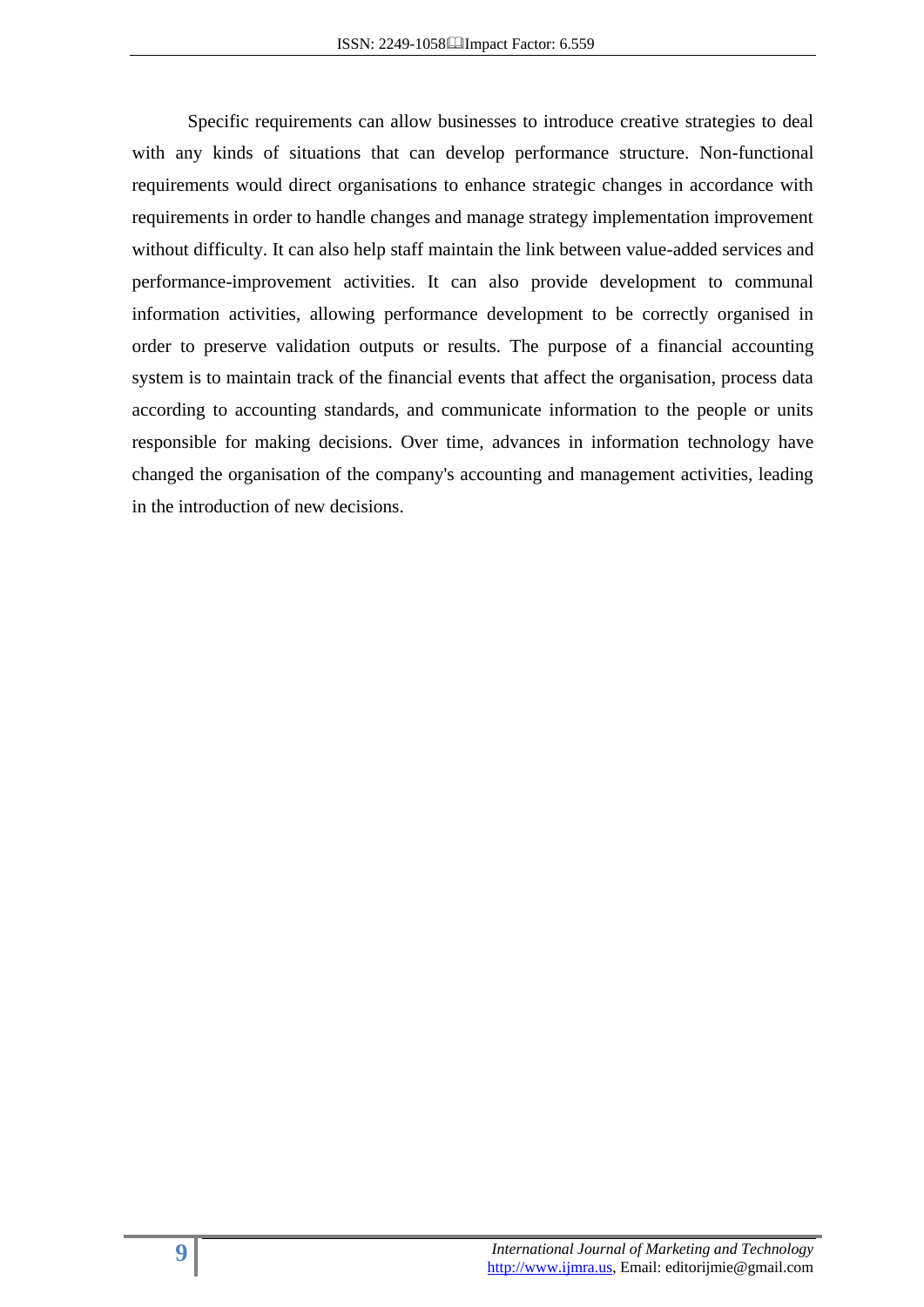Specific requirements can allow businesses to introduce creative strategies to deal with any kinds of situations that can develop performance structure. Non-functional requirements would direct organisations to enhance strategic changes in accordance with requirements in order to handle changes and manage strategy implementation improvement without difficulty. It can also help staff maintain the link between value-added services and performance-improvement activities. It can also provide development to communal information activities, allowing performance development to be correctly organised in order to preserve validation outputs or results. The purpose of a financial accounting system is to maintain track of the financial events that affect the organisation, process data according to accounting standards, and communicate information to the people or units responsible for making decisions. Over time, advances in information technology have changed the organisation of the company's accounting and management activities, leading in the introduction of new decisions.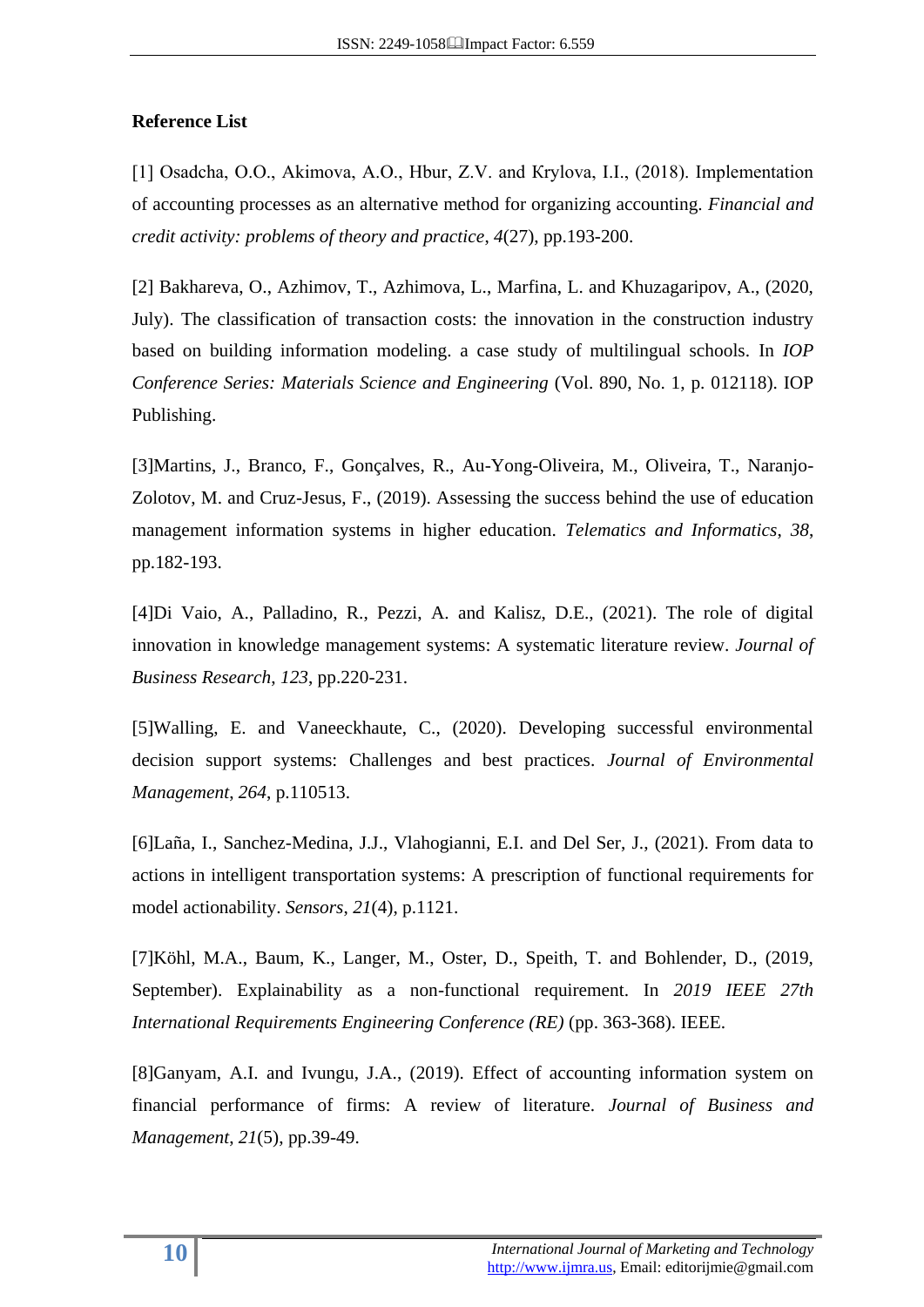**Reference List**

[1] Osadcha, O.O., Akimova, A.O., Hbur, Z.V. and Krylova, I.I., (2018). Implementation of accounting processes as an alternative method for organizing accounting. *Financial and credit activity: problems of theory and practice*, *4*(27), pp.193-200.

[2] Bakhareva, O., Azhimov, T., Azhimova, L., Marfina, L. and Khuzagaripov, A., (2020, July). The classification of transaction costs: the innovation in the construction industry based on building information modeling. a case study of multilingual schools. In *IOP Conference Series: Materials Science and Engineering* (Vol. 890, No. 1, p. 012118). IOP Publishing.

[3]Martins, J., Branco, F., Gonçalves, R., Au-Yong-Oliveira, M., Oliveira, T., Naranjo-Zolotov, M. and Cruz-Jesus, F., (2019). Assessing the success behind the use of education management information systems in higher education. *Telematics and Informatics*, *38*, pp.182-193.

[4]Di Vaio, A., Palladino, R., Pezzi, A. and Kalisz, D.E., (2021). The role of digital innovation in knowledge management systems: A systematic literature review. *Journal of Business Research*, *123*, pp.220-231.

[5]Walling, E. and Vaneeckhaute, C., (2020). Developing successful environmental decision support systems: Challenges and best practices. *Journal of Environmental Management*, *264*, p.110513.

[6]Laña, I., Sanchez-Medina, J.J., Vlahogianni, E.I. and Del Ser, J., (2021). From data to actions in intelligent transportation systems: A prescription of functional requirements for model actionability. *Sensors*, *21*(4), p.1121.

[7]Köhl, M.A., Baum, K., Langer, M., Oster, D., Speith, T. and Bohlender, D., (2019, September). Explainability as a non-functional requirement. In *2019 IEEE 27th International Requirements Engineering Conference (RE)* (pp. 363-368). IEEE.

[8]Ganyam, A.I. and Ivungu, J.A., (2019). Effect of accounting information system on financial performance of firms: A review of literature. *Journal of Business and Management*, *21*(5), pp.39-49.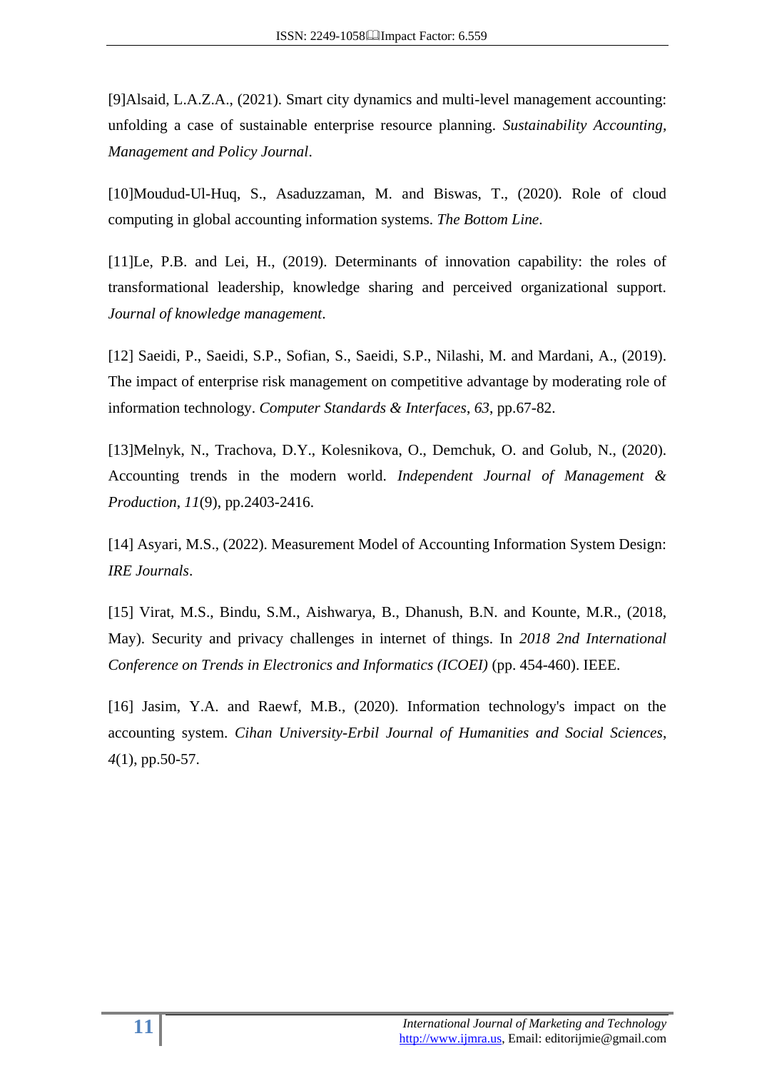[9]Alsaid, L.A.Z.A., (2021). Smart city dynamics and multi-level management accounting: unfolding a case of sustainable enterprise resource planning. *Sustainability Accounting, Management and Policy Journal*.

[10]Moudud-Ul-Huq, S., Asaduzzaman, M. and Biswas, T., (2020). Role of cloud computing in global accounting information systems. *The Bottom Line*.

[11]Le, P.B. and Lei, H., (2019). Determinants of innovation capability: the roles of transformational leadership, knowledge sharing and perceived organizational support. *Journal of knowledge management*.

[12] Saeidi, P., Saeidi, S.P., Sofian, S., Saeidi, S.P., Nilashi, M. and Mardani, A., (2019). The impact of enterprise risk management on competitive advantage by moderating role of information technology. *Computer Standards & Interfaces*, *63*, pp.67-82.

[13]Melnyk, N., Trachova, D.Y., Kolesnikova, O., Demchuk, O. and Golub, N., (2020). Accounting trends in the modern world. *Independent Journal of Management & Production*, *11*(9), pp.2403-2416.

[14] Asyari, M.S., (2022). Measurement Model of Accounting Information System Design: *IRE Journals*.

[15] Virat, M.S., Bindu, S.M., Aishwarya, B., Dhanush, B.N. and Kounte, M.R., (2018, May). Security and privacy challenges in internet of things. In *2018 2nd International Conference on Trends in Electronics and Informatics (ICOEI)* (pp. 454-460). IEEE.

[16] Jasim, Y.A. and Raewf, M.B., (2020). Information technology's impact on the accounting system. *Cihan University-Erbil Journal of Humanities and Social Sciences*, *4*(1), pp.50-57.